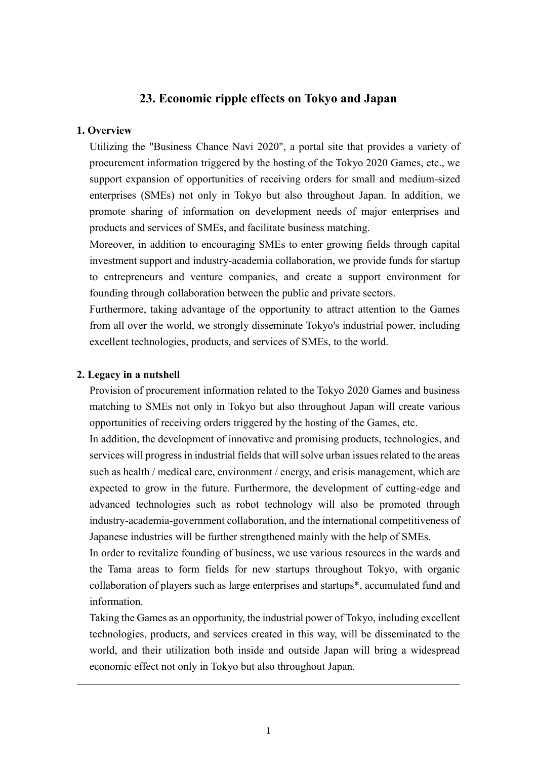# 23. Economic ripple effects on Tokyo and Japan

## 1. Overview

Utilizing the "Business Chance Navi 2020", a portal site that provides a variety of procurement information triggered by the hosting of the Tokyo 2020 Games, etc., we support expansion of opportunities of receiving orders for small and medium-sized enterprises (SMEs) not only in Tokyo but also throughout Japan. In addition, we promote sharing of information on development needs of major enterprises and products and services of SMEs, and facilitate business matching.

Moreover, in addition to encouraging SMEs to enter growing fields through capital investment support and industry-academia collaboration, we provide funds for startup to entrepreneurs and venture companies, and create a support environment for founding through collaboration between the public and private sectors.

Furthermore, taking advantage of the opportunity to attract attention to the Games from all over the world, we strongly disseminate Tokyo's industrial power, including excellent technologies, products, and services of SMEs, to the world.

## 2. Legacy in a nutshell

Provision of procurement information related to the Tokyo 2020 Games and business matching to SMEs not only in Tokyo but also throughout Japan will create various opportunities of receiving orders triggered by the hosting of the Games, etc.

In addition, the development of innovative and promising products, technologies, and services will progress in industrial fields that will solve urban issues related to the areas such as health / medical care, environment / energy, and crisis management, which are expected to grow in the future. Furthermore, the development of cutting-edge and advanced technologies such as robot technology will also be promoted through industry-academia-government collaboration, and the international competitiveness of Japanese industries will be further strengthened mainly with the help of SMEs.

In order to revitalize founding of business, we use various resources in the wards and the Tama areas to form fields for new startups throughout Tokyo, with organic collaboration of players such as large enterprises and startups*, accumulated fund and information.

Taking the Games as an opportunity, the industrial power of Tokyo, including excellent technologies, products, and services created in this way, will be disseminated to the world, and their utilization both inside and outside Japan will bring a widespread economic effect not only in Tokyo but also throughout Japan.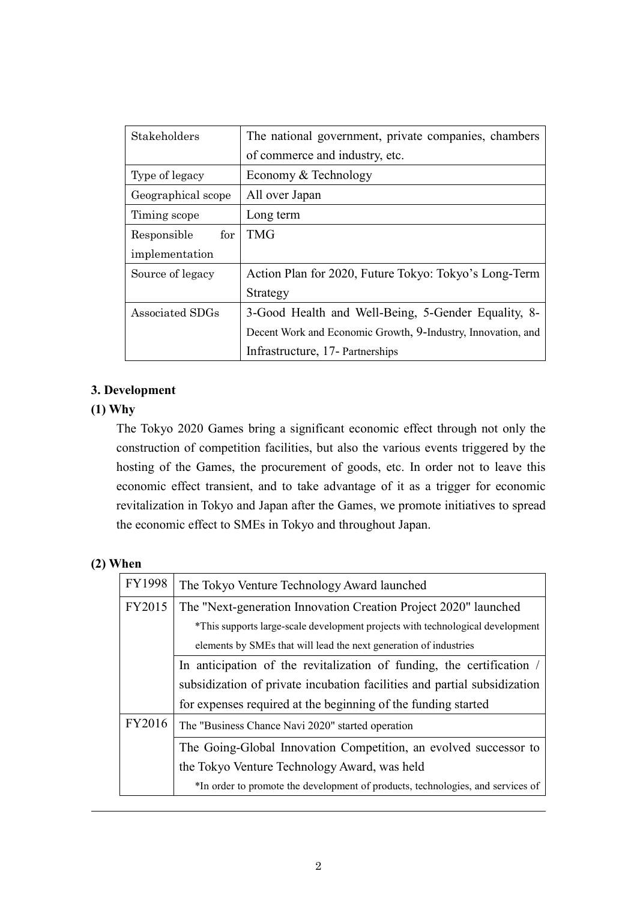| | |
|---|---|
| Stakeholders | The national government, private companies, chambers of commerce and industry, etc. |
| Type of legacy | Economy & Technology |
| Geographical scope | All over Japan |
| Timing scope | Long term |
| Responsible for implementation | TMG |
| Source of legacy | Action Plan for 2020, Future Tokyo: Tokyo's Long-Term Strategy |
| Associated SDGs | 3-Good Health and Well-Being, 5-Gender Equality, 8-Decent Work and Economic Growth, 9-Industry, Innovation, and Infrastructure, 17- Partnerships |

### 3. Development

#### (1) Why

The Tokyo 2020 Games bring a significant economic effect through not only the construction of competition facilities, but also the various events triggered by the hosting of the Games, the procurement of goods, etc. In order not to leave this economic effect transient, and to take advantage of it as a trigger for economic revitalization in Tokyo and Japan after the Games, we promote initiatives to spread the economic effect to SMEs in Tokyo and throughout Japan.

#### (2) When

| | |
|---|---|
| FY1998 | The Tokyo Venture Technology Award launched |
| FY2015 | The "Next-generation Innovation Creation Project 2020" launched<br>*This supports large-scale development projects with technological development elements by SMEs that will lead the next generation of industries |
| | In anticipation of the revitalization of funding, the certification / subsidization of private incubation facilities and partial subsidization for expenses required at the beginning of the funding started |
| FY2016 | The "Business Chance Navi 2020" started operation |
| | The Going-Global Innovation Competition, an evolved successor to the Tokyo Venture Technology Award, was held<br>*In order to promote the development of products, technologies, and services of |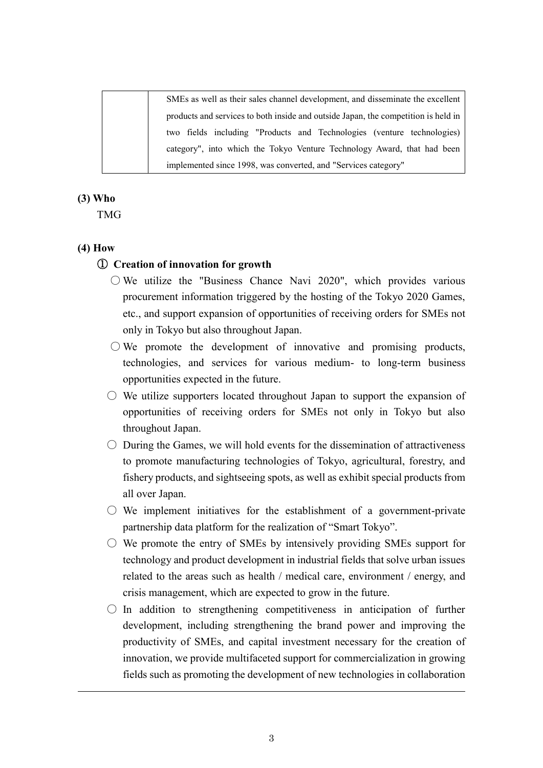|  | SMEs as well as their sales channel development, and disseminate the excellent products and services to both inside and outside Japan, the competition is held in two fields including "Products and Technologies (venture technologies) category", into which the Tokyo Venture Technology Award, that had been implemented since 1998, was converted, and "Services category" |
|---|---|

**(3) Who**

TMG

**(4) How**

**① Creation of innovation for growth**

○ We utilize the "Business Chance Navi 2020", which provides various procurement information triggered by the hosting of the Tokyo 2020 Games, etc., and support expansion of opportunities of receiving orders for SMEs not only in Tokyo but also throughout Japan.

○ We promote the development of innovative and promising products, technologies, and services for various medium- to long-term business opportunities expected in the future.

○ We utilize supporters located throughout Japan to support the expansion of opportunities of receiving orders for SMEs not only in Tokyo but also throughout Japan.

○ During the Games, we will hold events for the dissemination of attractiveness to promote manufacturing technologies of Tokyo, agricultural, forestry, and fishery products, and sightseeing spots, as well as exhibit special products from all over Japan.

○ We implement initiatives for the establishment of a government-private partnership data platform for the realization of "Smart Tokyo".

○ We promote the entry of SMEs by intensively providing SMEs support for technology and product development in industrial fields that solve urban issues related to the areas such as health / medical care, environment / energy, and crisis management, which are expected to grow in the future.

○ In addition to strengthening competitiveness in anticipation of further development, including strengthening the brand power and improving the productivity of SMEs, and capital investment necessary for the creation of innovation, we provide multifaceted support for commercialization in growing fields such as promoting the development of new technologies in collaboration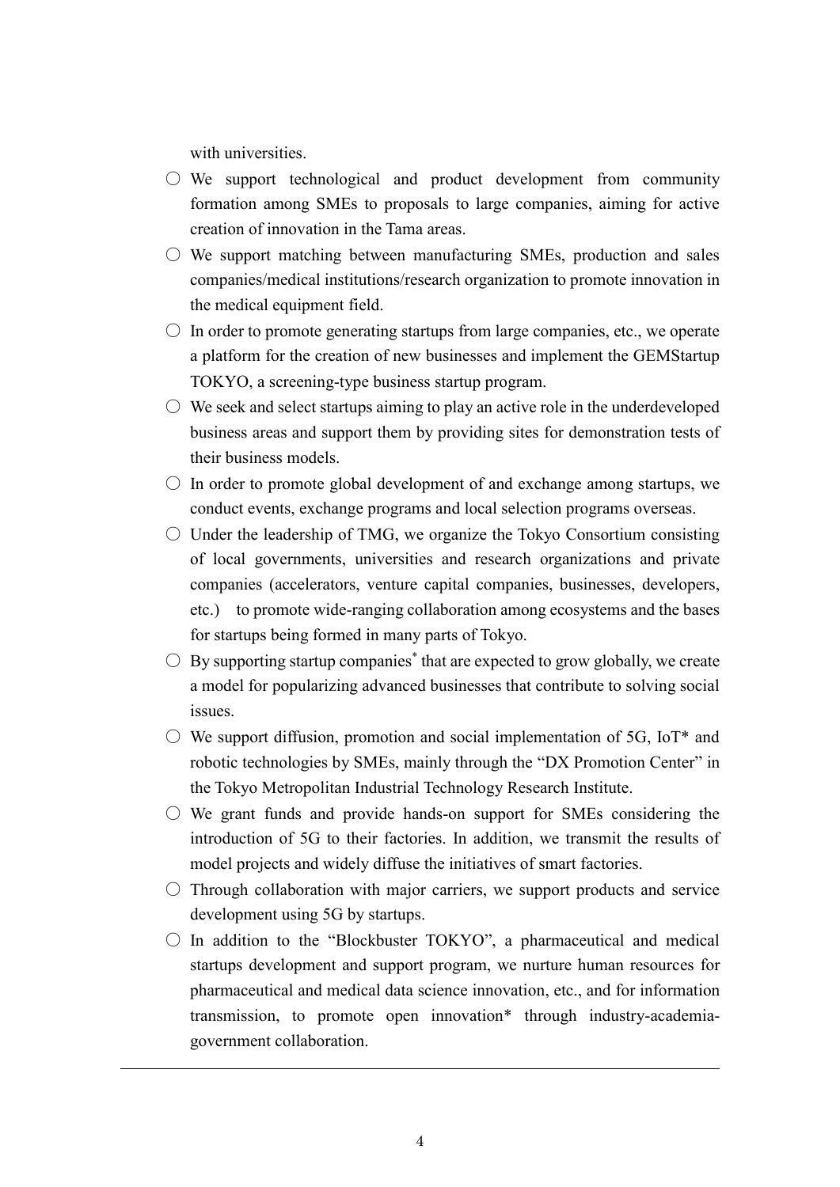with universities.

- ○ We support technological and product development from community formation among SMEs to proposals to large companies, aiming for active creation of innovation in the Tama areas.
- ○ We support matching between manufacturing SMEs, production and sales companies/medical institutions/research organization to promote innovation in the medical equipment field.
- ○ In order to promote generating startups from large companies, etc., we operate a platform for the creation of new businesses and implement the GEMStartup TOKYO, a screening-type business startup program.
- ○ We seek and select startups aiming to play an active role in the underdeveloped business areas and support them by providing sites for demonstration tests of their business models.
- ○ In order to promote global development of and exchange among startups, we conduct events, exchange programs and local selection programs overseas.
- ○ Under the leadership of TMG, we organize the Tokyo Consortium consisting of local governments, universities and research organizations and private companies (accelerators, venture capital companies, businesses, developers, etc.) to promote wide-ranging collaboration among ecosystems and the bases for startups being formed in many parts of Tokyo.
- ○ By supporting startup companies* that are expected to grow globally, we create a model for popularizing advanced businesses that contribute to solving social issues.
- ○ We support diffusion, promotion and social implementation of 5G, IoT* and robotic technologies by SMEs, mainly through the "DX Promotion Center" in the Tokyo Metropolitan Industrial Technology Research Institute.
- ○ We grant funds and provide hands-on support for SMEs considering the introduction of 5G to their factories. In addition, we transmit the results of model projects and widely diffuse the initiatives of smart factories.
- ○ Through collaboration with major carriers, we support products and service development using 5G by startups.
- ○ In addition to the "Blockbuster TOKYO", a pharmaceutical and medical startups development and support program, we nurture human resources for pharmaceutical and medical data science innovation, etc., and for information transmission, to promote open innovation* through industry-academia-government collaboration.

---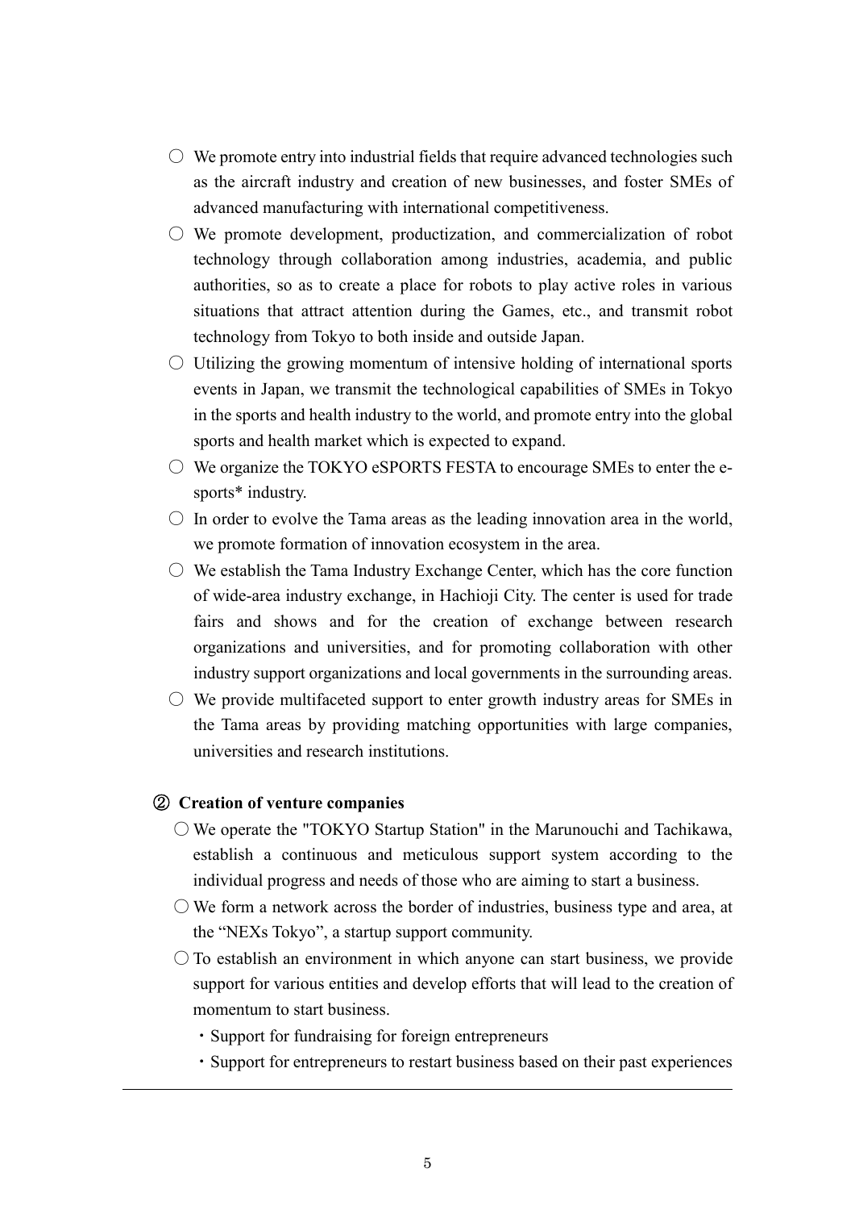○ We promote entry into industrial fields that require advanced technologies such as the aircraft industry and creation of new businesses, and foster SMEs of advanced manufacturing with international competitiveness.

○ We promote development, productization, and commercialization of robot technology through collaboration among industries, academia, and public authorities, so as to create a place for robots to play active roles in various situations that attract attention during the Games, etc., and transmit robot technology from Tokyo to both inside and outside Japan.

○ Utilizing the growing momentum of intensive holding of international sports events in Japan, we transmit the technological capabilities of SMEs in Tokyo in the sports and health industry to the world, and promote entry into the global sports and health market which is expected to expand.

○ We organize the TOKYO eSPORTS FESTA to encourage SMEs to enter the e-sports* industry.

○ In order to evolve the Tama areas as the leading innovation area in the world, we promote formation of innovation ecosystem in the area.

○ We establish the Tama Industry Exchange Center, which has the core function of wide-area industry exchange, in Hachioji City. The center is used for trade fairs and shows and for the creation of exchange between research organizations and universities, and for promoting collaboration with other industry support organizations and local governments in the surrounding areas.

○ We provide multifaceted support to enter growth industry areas for SMEs in the Tama areas by providing matching opportunities with large companies, universities and research institutions.

### ② Creation of venture companies

○ We operate the "TOKYO Startup Station" in the Marunouchi and Tachikawa, establish a continuous and meticulous support system according to the individual progress and needs of those who are aiming to start a business.

○ We form a network across the border of industries, business type and area, at the “NEXs Tokyo”, a startup support community.

○ To establish an environment in which anyone can start business, we provide support for various entities and develop efforts that will lead to the creation of momentum to start business.

- Support for fundraising for foreign entrepreneurs
- Support for entrepreneurs to restart business based on their past experiences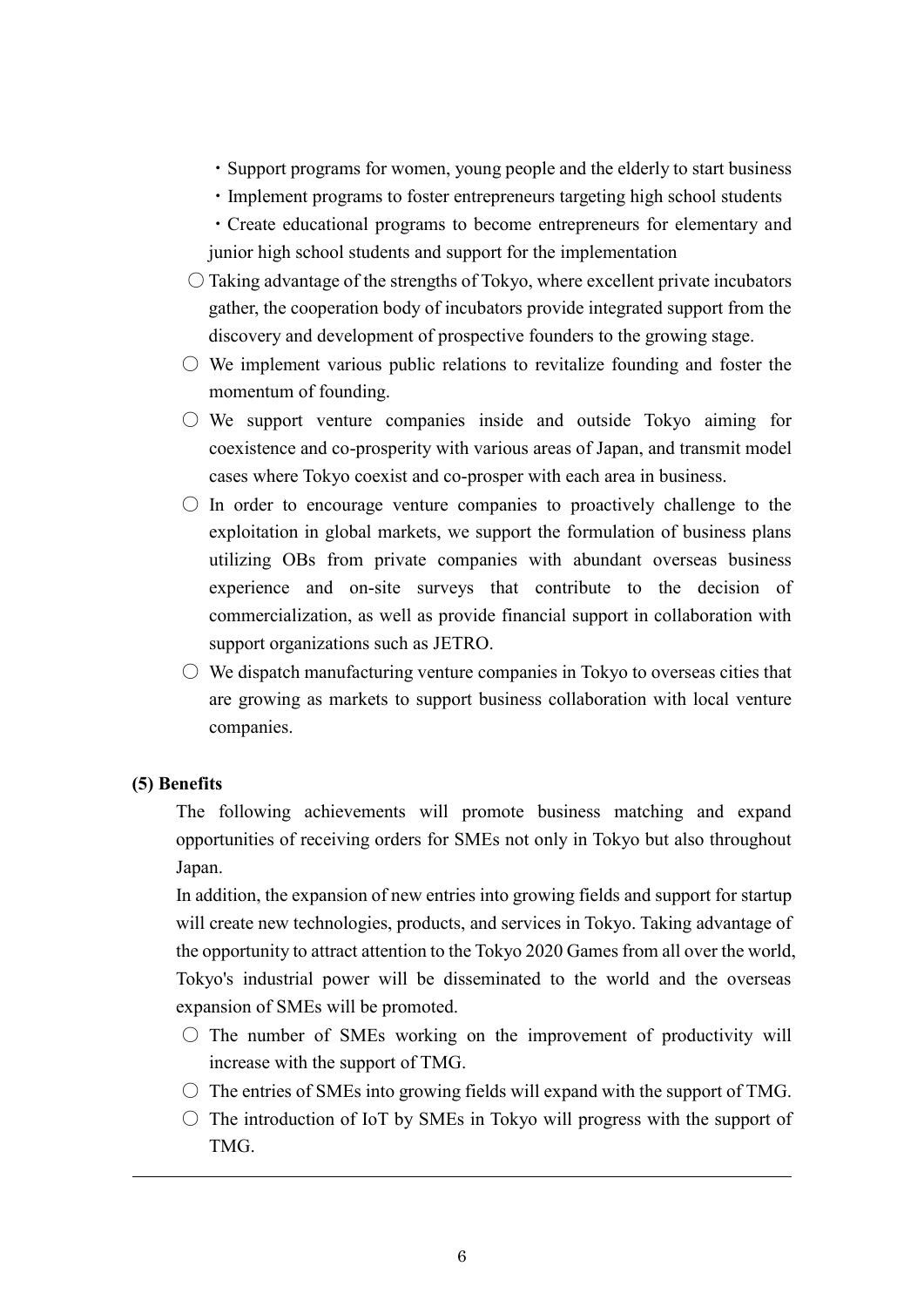- ・Support programs for women, young people and the elderly to start business
- ・Implement programs to foster entrepreneurs targeting high school students
- ・Create educational programs to become entrepreneurs for elementary and junior high school students and support for the implementation

○ Taking advantage of the strengths of Tokyo, where excellent private incubators gather, the cooperation body of incubators provide integrated support from the discovery and development of prospective founders to the growing stage.

○ We implement various public relations to revitalize founding and foster the momentum of founding.

○ We support venture companies inside and outside Tokyo aiming for coexistence and co-prosperity with various areas of Japan, and transmit model cases where Tokyo coexist and co-prosper with each area in business.

○ In order to encourage venture companies to proactively challenge to the exploitation in global markets, we support the formulation of business plans utilizing OBs from private companies with abundant overseas business experience and on-site surveys that contribute to the decision of commercialization, as well as provide financial support in collaboration with support organizations such as JETRO.

○ We dispatch manufacturing venture companies in Tokyo to overseas cities that are growing as markets to support business collaboration with local venture companies.

**(5) Benefits**

The following achievements will promote business matching and expand opportunities of receiving orders for SMEs not only in Tokyo but also throughout Japan.

In addition, the expansion of new entries into growing fields and support for startup will create new technologies, products, and services in Tokyo. Taking advantage of the opportunity to attract attention to the Tokyo 2020 Games from all over the world, Tokyo's industrial power will be disseminated to the world and the overseas expansion of SMEs will be promoted.

○ The number of SMEs working on the improvement of productivity will increase with the support of TMG.

○ The entries of SMEs into growing fields will expand with the support of TMG.

○ The introduction of IoT by SMEs in Tokyo will progress with the support of TMG.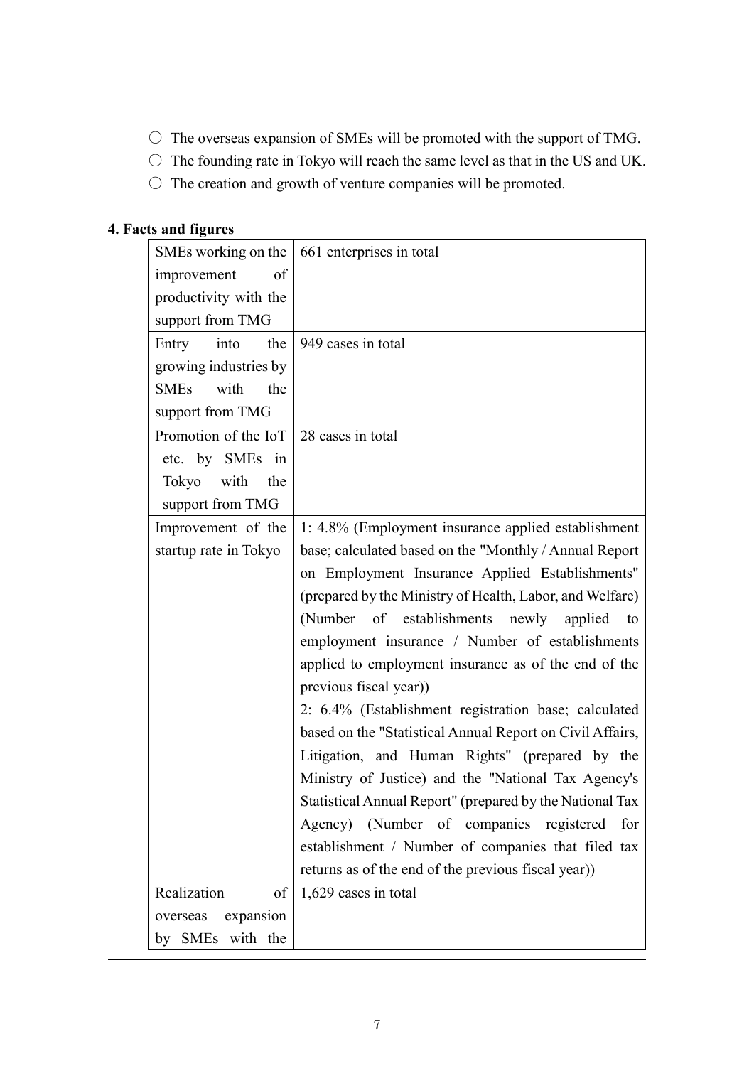- ○ The overseas expansion of SMEs will be promoted with the support of TMG.
- ○ The founding rate in Tokyo will reach the same level as that in the US and UK.
- ○ The creation and growth of venture companies will be promoted.

## 4. Facts and figures

| | |
|---|---|
| SMEs working on the improvement of productivity with the support from TMG | 661 enterprises in total |
| Entry into the growing industries by SMEs with the support from TMG | 949 cases in total |
| Promotion of the IoT etc. by SMEs in Tokyo with the support from TMG | 28 cases in total |
| Improvement of the startup rate in Tokyo | 1: 4.8% (Employment insurance applied establishment base; calculated based on the "Monthly / Annual Report on Employment Insurance Applied Establishments" (prepared by the Ministry of Health, Labor, and Welfare) (Number of establishments newly applied to employment insurance / Number of establishments applied to employment insurance as of the end of the previous fiscal year))<br>2: 6.4% (Establishment registration base; calculated based on the "Statistical Annual Report on Civil Affairs, Litigation, and Human Rights" (prepared by the Ministry of Justice) and the "National Tax Agency's Statistical Annual Report" (prepared by the National Tax Agency) (Number of companies registered for establishment / Number of companies that filed tax returns as of the end of the previous fiscal year)) |
| Realization of overseas expansion by SMEs with the | 1,629 cases in total |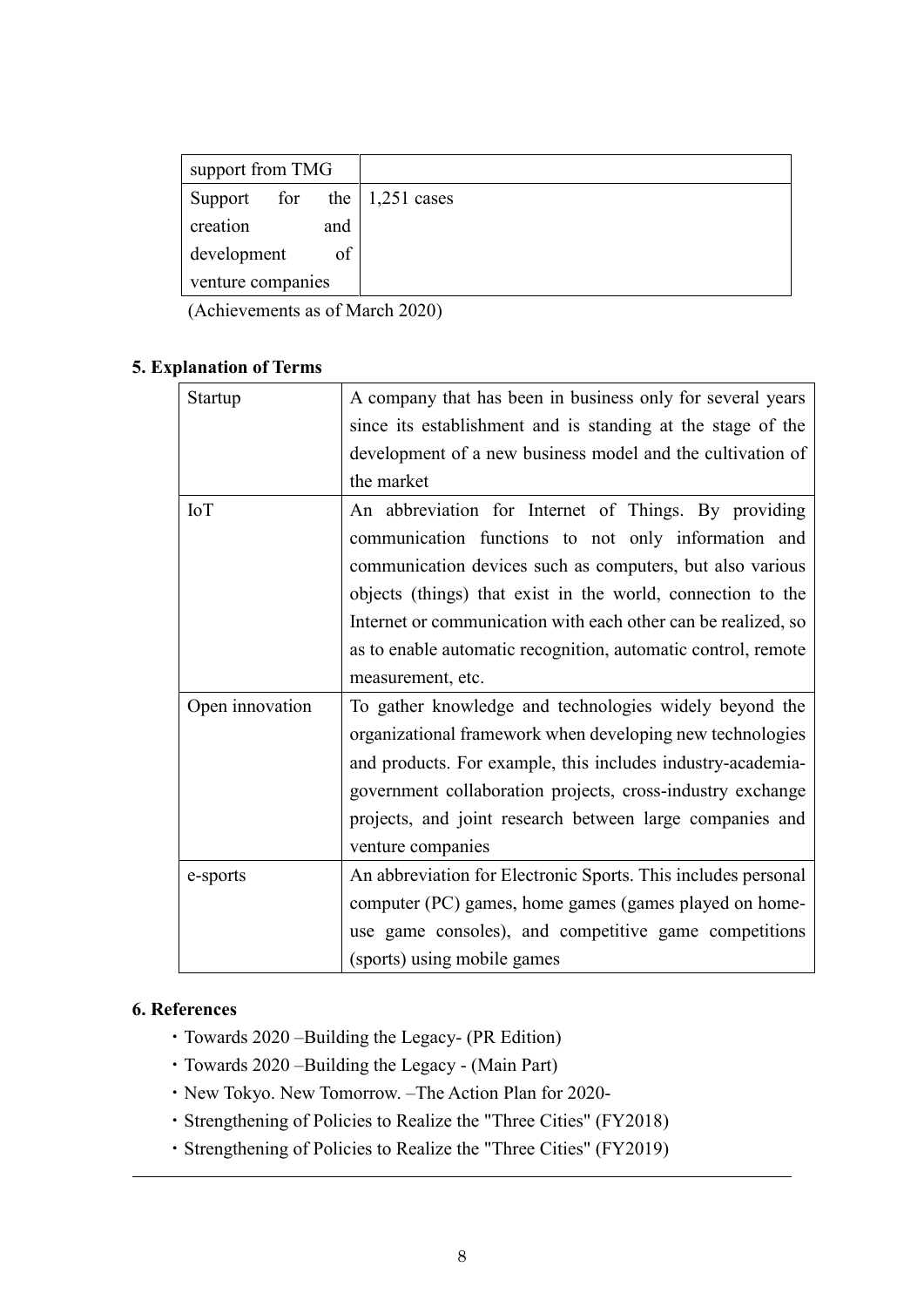| support from TMG | |
|---|---|
| Support for the creation and development of venture companies | 1,251 cases |

(Achievements as of March 2020)

## 5. Explanation of Terms

| Startup | A company that has been in business only for several years since its establishment and is standing at the stage of the development of a new business model and the cultivation of the market |
|---|---|
| IoT | An abbreviation for Internet of Things. By providing communication functions to not only information and communication devices such as computers, but also various objects (things) that exist in the world, connection to the Internet or communication with each other can be realized, so as to enable automatic recognition, automatic control, remote measurement, etc. |
| Open innovation | To gather knowledge and technologies widely beyond the organizational framework when developing new technologies and products. For example, this includes industry-academia-government collaboration projects, cross-industry exchange projects, and joint research between large companies and venture companies |
| e-sports | An abbreviation for Electronic Sports. This includes personal computer (PC) games, home games (games played on home-use game consoles), and competitive game competitions (sports) using mobile games |

## 6. References

- Towards 2020 –Building the Legacy- (PR Edition)
- Towards 2020 –Building the Legacy - (Main Part)
- New Tokyo. New Tomorrow. –The Action Plan for 2020-
- Strengthening of Policies to Realize the "Three Cities" (FY2018)
- Strengthening of Policies to Realize the "Three Cities" (FY2019)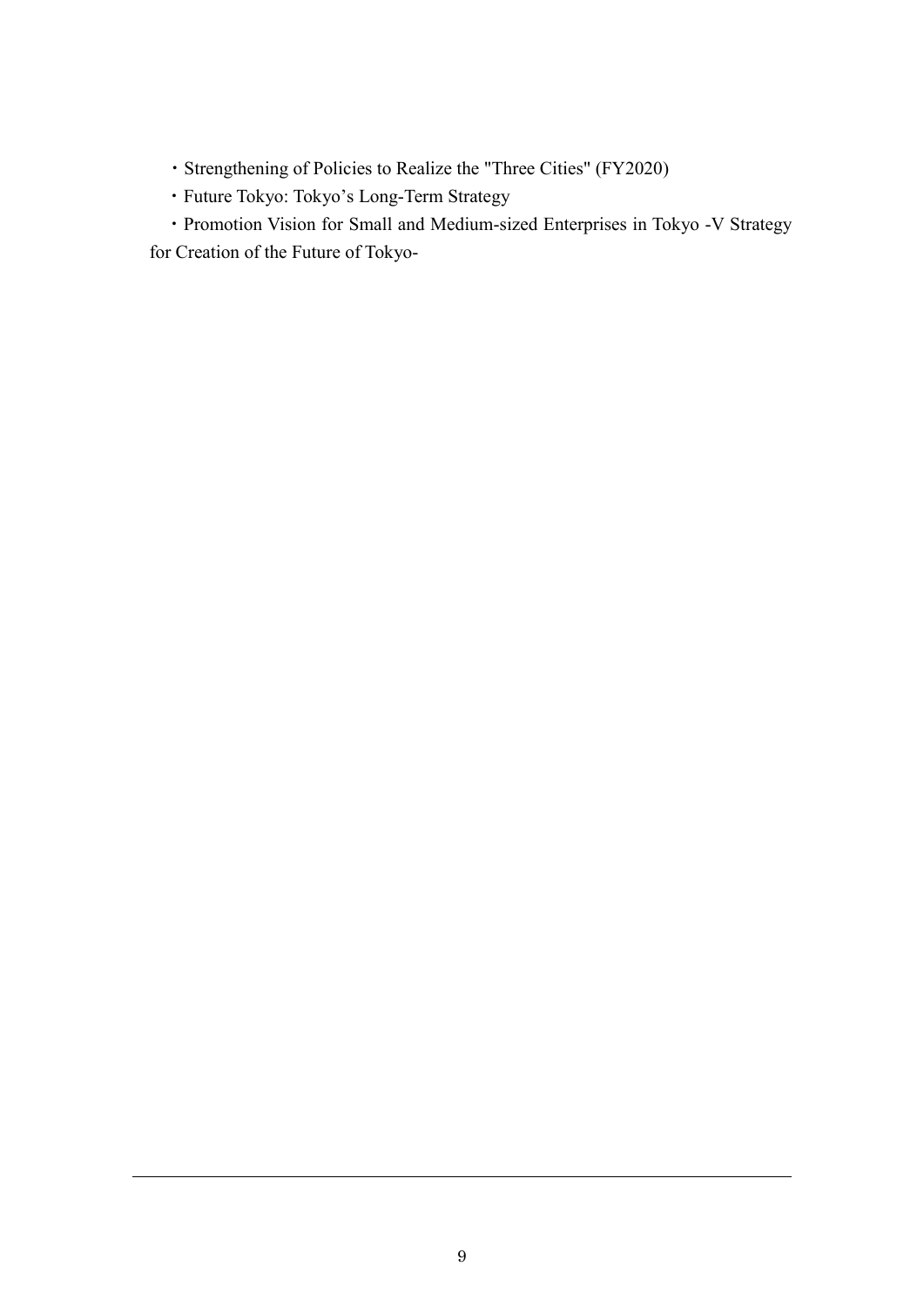・Strengthening of Policies to Realize the "Three Cities" (FY2020)

・Future Tokyo: Tokyo's Long-Term Strategy

・Promotion Vision for Small and Medium-sized Enterprises in Tokyo -V Strategy for Creation of the Future of Tokyo-